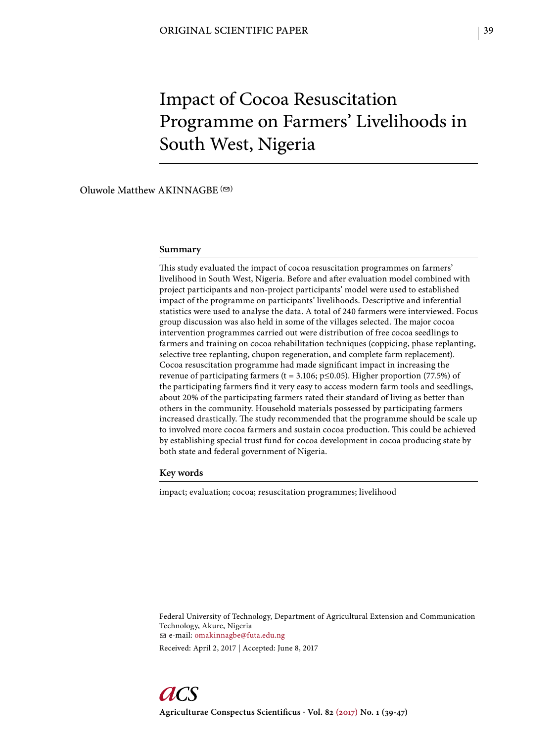# Impact of Cocoa Resuscitation Programme on Farmers' Livelihoods in South West, Nigeria

Oluwole Matthew AKINNAGBE (✉)

## Summary

This study evaluated the impact of cocoa resuscitation programmes on farmers' livelihood in South West, Nigeria. Before and after evaluation model combined with project participants and non-project participants' model were used to established impact of the programme on participants' livelihoods. Descriptive and inferential statistics were used to analyse the data. A total of 240 farmers were interviewed. Focus group discussion was also held in some of the villages selected. The major cocoa intervention programmes carried out were distribution of free cocoa seedlings to farmers and training on cocoa rehabilitation techniques (coppicing, phase replanting, selective tree replanting, chupon regeneration, and complete farm replacement). Cocoa resuscitation programme had made significant impact in increasing the revenue of participating farmers ($t = 3.106$; $p \leq 0.05$). Higher proportion (77.5%) of the participating farmers find it very easy to access modern farm tools and seedlings, about 20% of the participating farmers rated their standard of living as better than others in the community. Household materials possessed by participating farmers increased drastically. The study recommended that the programme should be scale up to involved more cocoa farmers and sustain cocoa production. This could be achieved by establishing special trust fund for cocoa development in cocoa producing state by both state and federal government of Nigeria.

## Key words

impact; evaluation; cocoa; resuscitation programmes; livelihood

Federal University of Technology, Department of Agricultural Extension and Communication Technology, Akure, Nigeria
✉ e-mail: omakinnagbe@futa.edu.ng

Received: April 2, 2017 | Accepted: June 8, 2017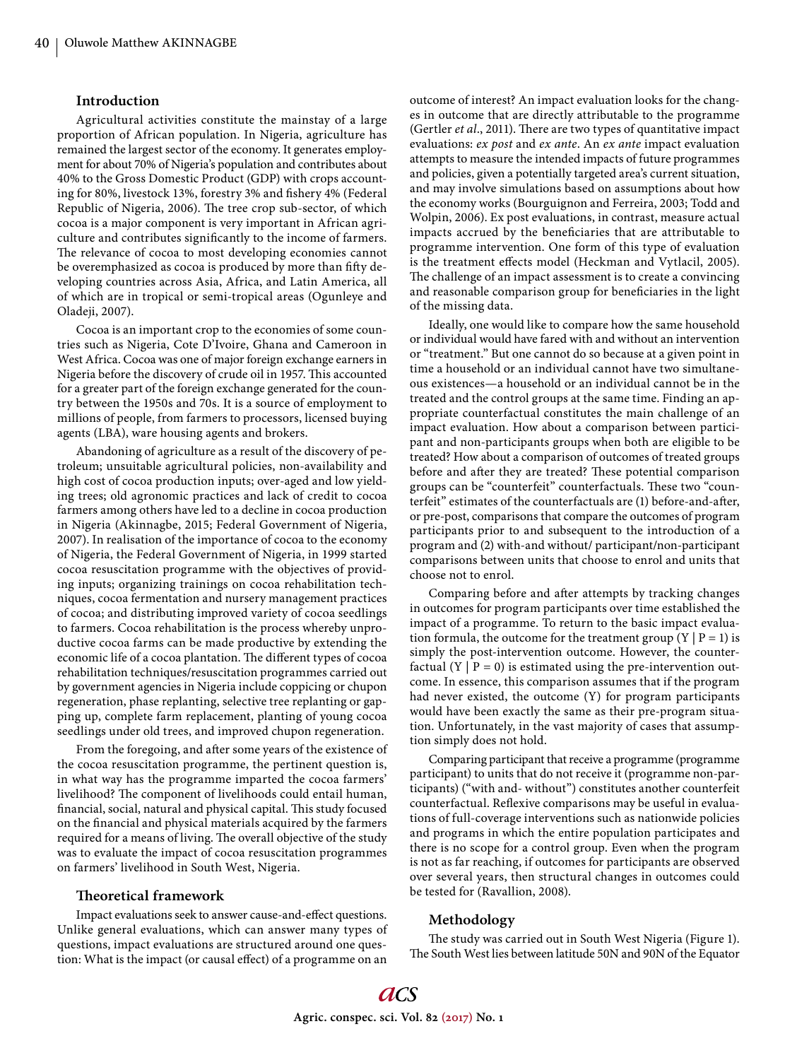## Introduction

Agricultural activities constitute the mainstay of a large proportion of African population. In Nigeria, agriculture has remained the largest sector of the economy. It generates employment for about 70% of Nigeria's population and contributes about 40% to the Gross Domestic Product (GDP) with crops accounting for 80%, livestock 13%, forestry 3% and fishery 4% (Federal Republic of Nigeria, 2006). The tree crop sub-sector, of which cocoa is a major component is very important in African agriculture and contributes significantly to the income of farmers. The relevance of cocoa to most developing economies cannot be overemphasized as cocoa is produced by more than fifty developing countries across Asia, Africa, and Latin America, all of which are in tropical or semi-tropical areas (Ogunleye and Oladeji, 2007).

Cocoa is an important crop to the economies of some countries such as Nigeria, Cote D'Ivoire, Ghana and Cameroon in West Africa. Cocoa was one of major foreign exchange earners in Nigeria before the discovery of crude oil in 1957. This accounted for a greater part of the foreign exchange generated for the country between the 1950s and 70s. It is a source of employment to millions of people, from farmers to processors, licensed buying agents (LBA), ware housing agents and brokers.

Abandoning of agriculture as a result of the discovery of petroleum; unsuitable agricultural policies, non-availability and high cost of cocoa production inputs; over-aged and low yielding trees; old agronomic practices and lack of credit to cocoa farmers among others have led to a decline in cocoa production in Nigeria (Akinnagbe, 2015; Federal Government of Nigeria, 2007). In realisation of the importance of cocoa to the economy of Nigeria, the Federal Government of Nigeria, in 1999 started cocoa resuscitation programme with the objectives of providing inputs; organizing trainings on cocoa rehabilitation techniques, cocoa fermentation and nursery management practices of cocoa; and distributing improved variety of cocoa seedlings to farmers. Cocoa rehabilitation is the process whereby unproductive cocoa farms can be made productive by extending the economic life of a cocoa plantation. The different types of cocoa rehabilitation techniques/resuscitation programmes carried out by government agencies in Nigeria include coppicing or chupon regeneration, phase replanting, selective tree replanting or gapping up, complete farm replacement, planting of young cocoa seedlings under old trees, and improved chupon regeneration.

From the foregoing, and after some years of the existence of the cocoa resuscitation programme, the pertinent question is, in what way has the programme imparted the cocoa farmers' livelihood? The component of livelihoods could entail human, financial, social, natural and physical capital. This study focused on the financial and physical materials acquired by the farmers required for a means of living. The overall objective of the study was to evaluate the impact of cocoa resuscitation programmes on farmers' livelihood in South West, Nigeria.

## Theoretical framework

Impact evaluations seek to answer cause-and-effect questions. Unlike general evaluations, which can answer many types of questions, impact evaluations are structured around one question: What is the impact (or causal effect) of a programme on an outcome of interest? An impact evaluation looks for the changes in outcome that are directly attributable to the programme (Gertler *et al*., 2011). There are two types of quantitative impact evaluations: *ex post* and *ex ante*. An *ex ante* impact evaluation attempts to measure the intended impacts of future programmes and policies, given a potentially targeted area's current situation, and may involve simulations based on assumptions about how the economy works (Bourguignon and Ferreira, 2003; Todd and Wolpin, 2006). Ex post evaluations, in contrast, measure actual impacts accrued by the beneficiaries that are attributable to programme intervention. One form of this type of evaluation is the treatment effects model (Heckman and Vytlacil, 2005). The challenge of an impact assessment is to create a convincing and reasonable comparison group for beneficiaries in the light of the missing data.

Ideally, one would like to compare how the same household or individual would have fared with and without an intervention or "treatment." But one cannot do so because at a given point in time a household or an individual cannot have two simultaneous existences—a household or an individual cannot be in the treated and the control groups at the same time. Finding an appropriate counterfactual constitutes the main challenge of an impact evaluation. How about a comparison between participant and non-participants groups when both are eligible to be treated? How about a comparison of outcomes of treated groups before and after they are treated? These potential comparison groups can be "counterfeit" counterfactuals. These two "counterfeit" estimates of the counterfactuals are (1) before-and-after, or pre-post, comparisons that compare the outcomes of program participants prior to and subsequent to the introduction of a program and (2) with-and without/ participant/non-participant comparisons between units that choose to enrol and units that choose not to enrol.

Comparing before and after attempts by tracking changes in outcomes for program participants over time established the impact of a programme. To return to the basic impact evaluation formula, the outcome for the treatment group $(Y \mid P = 1)$ is simply the post-intervention outcome. However, the counterfactual $(Y \mid P = 0)$ is estimated using the pre-intervention outcome. In essence, this comparison assumes that if the program had never existed, the outcome (Y) for program participants would have been exactly the same as their pre-program situation. Unfortunately, in the vast majority of cases that assumption simply does not hold.

Comparing participant that receive a programme (programme participant) to units that do not receive it (programme non-participants) ("with and- without") constitutes another counterfeit counterfactual. Reflexive comparisons may be useful in evaluations of full-coverage interventions such as nationwide policies and programs in which the entire population participates and there is no scope for a control group. Even when the program is not as far reaching, if outcomes for participants are observed over several years, then structural changes in outcomes could be tested for (Ravallion, 2008).

## Methodology

The study was carried out in South West Nigeria (Figure 1). The South West lies between latitude 50N and 90N of the Equator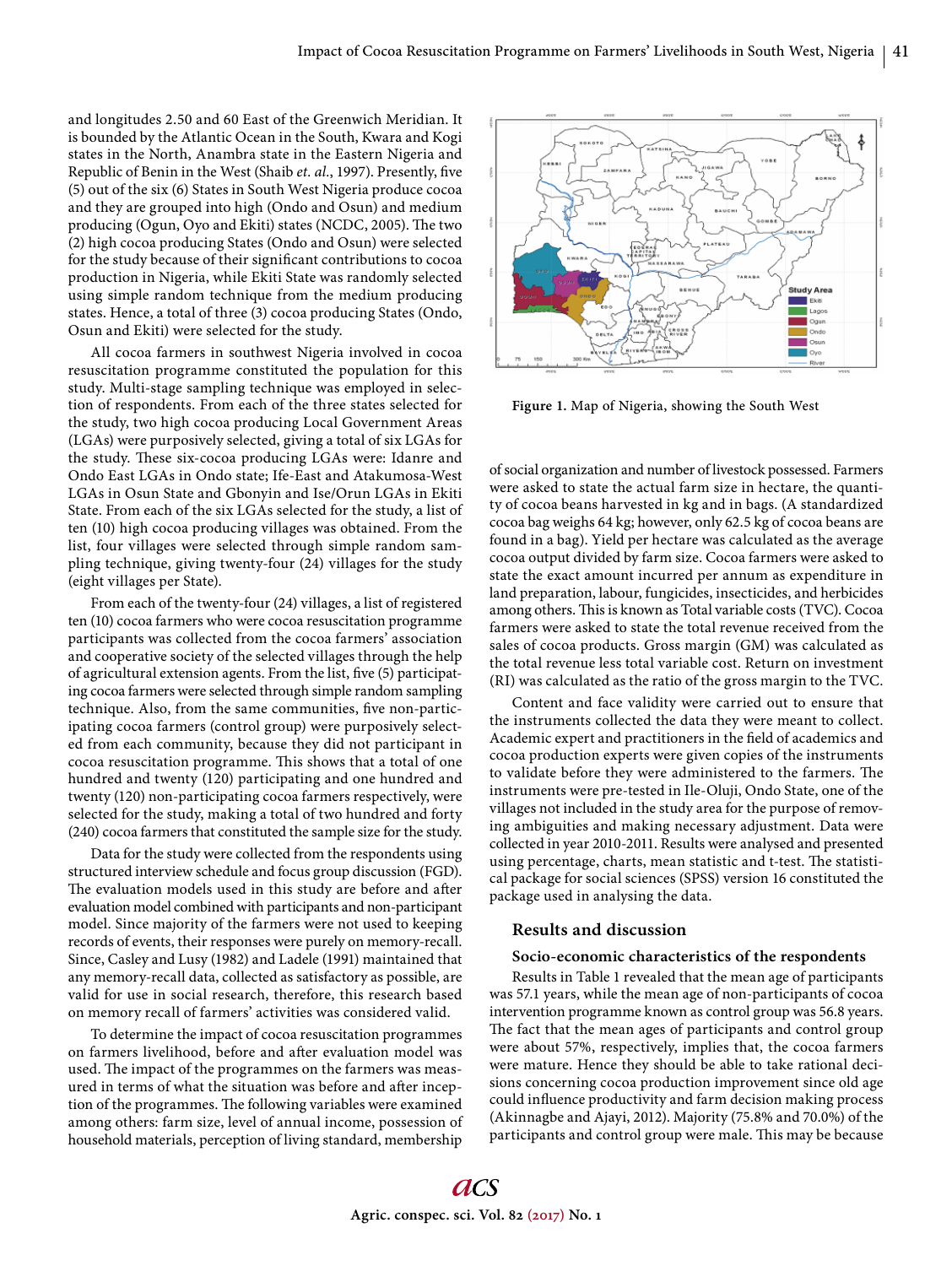and longitudes 2.50 and 60 East of the Greenwich Meridian. It is bounded by the Atlantic Ocean in the South, Kwara and Kogi states in the North, Anambra state in the Eastern Nigeria and Republic of Benin in the West (Shaib *et. al.*, 1997). Presently, five (5) out of the six (6) States in South West Nigeria produce cocoa and they are grouped into high (Ondo and Osun) and medium producing (Ogun, Oyo and Ekiti) states (NCDC, 2005). The two (2) high cocoa producing States (Ondo and Osun) were selected for the study because of their significant contributions to cocoa production in Nigeria, while Ekiti State was randomly selected using simple random technique from the medium producing states. Hence, a total of three (3) cocoa producing States (Ondo, Osun and Ekiti) were selected for the study.

All cocoa farmers in southwest Nigeria involved in cocoa resuscitation programme constituted the population for this study. Multi-stage sampling technique was employed in selection of respondents. From each of the three states selected for the study, two high cocoa producing Local Government Areas (LGAs) were purposively selected, giving a total of six LGAs for the study. These six-cocoa producing LGAs were: Idanre and Ondo East LGAs in Ondo state; Ife-East and Atakumosa-West LGAs in Osun State and Gbonyin and Ise/Orun LGAs in Ekiti State. From each of the six LGAs selected for the study, a list of ten (10) high cocoa producing villages was obtained. From the list, four villages were selected through simple random sampling technique, giving twenty-four (24) villages for the study (eight villages per State).

From each of the twenty-four (24) villages, a list of registered ten (10) cocoa farmers who were cocoa resuscitation programme participants was collected from the cocoa farmers' association and cooperative society of the selected villages through the help of agricultural extension agents. From the list, five (5) participating cocoa farmers were selected through simple random sampling technique. Also, from the same communities, five non-participating cocoa farmers (control group) were purposively selected from each community, because they did not participant in cocoa resuscitation programme. This shows that a total of one hundred and twenty (120) participating and one hundred and twenty (120) non-participating cocoa farmers respectively, were selected for the study, making a total of two hundred and forty (240) cocoa farmers that constituted the sample size for the study.

Data for the study were collected from the respondents using structured interview schedule and focus group discussion (FGD). The evaluation models used in this study are before and after evaluation model combined with participants and non-participant model. Since majority of the farmers were not used to keeping records of events, their responses were purely on memory-recall. Since, Casley and Lusy (1982) and Ladele (1991) maintained that any memory-recall data, collected as satisfactory as possible, are valid for use in social research, therefore, this research based on memory recall of farmers' activities was considered valid.

To determine the impact of cocoa resuscitation programmes on farmers livelihood, before and after evaluation model was used. The impact of the programmes on the farmers was measured in terms of what the situation was before and after inception of the programmes. The following variables were examined among others: farm size, level of annual income, possession of household materials, perception of living standard, membership

Figure 1. Map of Nigeria, showing the South West

of social organization and number of livestock possessed. Farmers were asked to state the actual farm size in hectare, the quantity of cocoa beans harvested in kg and in bags. (A standardized cocoa bag weighs 64 kg; however, only 62.5 kg of cocoa beans are found in a bag). Yield per hectare was calculated as the average cocoa output divided by farm size. Cocoa farmers were asked to state the exact amount incurred per annum as expenditure in land preparation, labour, fungicides, insecticides, and herbicides among others. This is known as Total variable costs (TVC). Cocoa farmers were asked to state the total revenue received from the sales of cocoa products. Gross margin (GM) was calculated as the total revenue less total variable cost. Return on investment (RI) was calculated as the ratio of the gross margin to the TVC.

Content and face validity were carried out to ensure that the instruments collected the data they were meant to collect. Academic expert and practitioners in the field of academics and cocoa production experts were given copies of the instruments to validate before they were administered to the farmers. The instruments were pre-tested in Ile-Oluji, Ondo State, one of the villages not included in the study area for the purpose of removing ambiguities and making necessary adjustment. Data were collected in year 2010-2011. Results were analysed and presented using percentage, charts, mean statistic and t-test. The statistical package for social sciences (SPSS) version 16 constituted the package used in analysing the data.

## Results and discussion

### Socio-economic characteristics of the respondents

Results in Table 1 revealed that the mean age of participants was 57.1 years, while the mean age of non-participants of cocoa intervention programme known as control group was 56.8 years. The fact that the mean ages of participants and control group were about 57%, respectively, implies that, the cocoa farmers were mature. Hence they should be able to take rational decisions concerning cocoa production improvement since old age could influence productivity and farm decision making process (Akinnagbe and Ajayi, 2012). Majority (75.8% and 70.0%) of the participants and control group were male. This may be because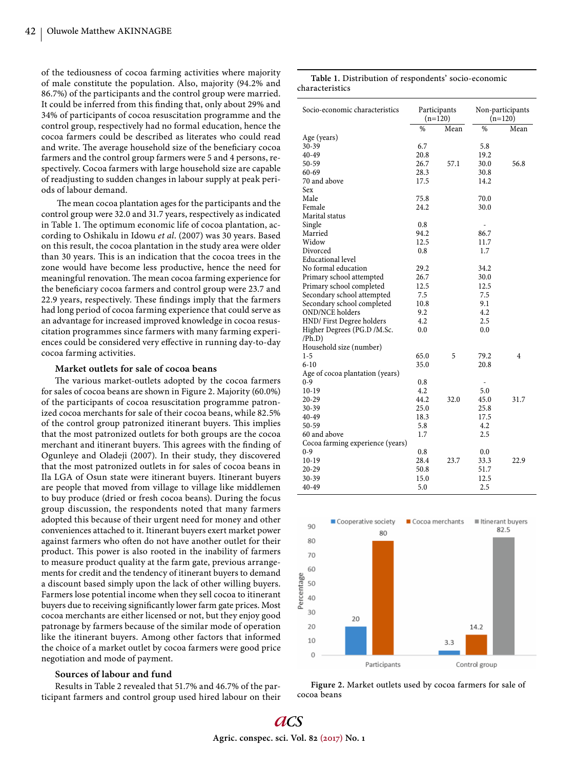of the tediousness of cocoa farming activities where majority of male constitute the population. Also, majority (94.2% and 86.7%) of the participants and the control group were married. It could be inferred from this finding that, only about 29% and 34% of participants of cocoa resuscitation programme and the control group, respectively had no formal education, hence the cocoa farmers could be described as literates who could read and write. The average household size of the beneficiary cocoa farmers and the control group farmers were 5 and 4 persons, respectively. Cocoa farmers with large household size are capable of readjusting to sudden changes in labour supply at peak periods of labour demand.

The mean cocoa plantation ages for the participants and the control group were 32.0 and 31.7 years, respectively as indicated in Table 1. The optimum economic life of cocoa plantation, according to Oshikalu in Idowu *et al.* (2007) was 30 years. Based on this result, the cocoa plantation in the study area were older than 30 years. This is an indication that the cocoa trees in the zone would have become less productive, hence the need for meaningful renovation. The mean cocoa farming experience for the beneficiary cocoa farmers and control group were 23.7 and 22.9 years, respectively. These findings imply that the farmers had long period of cocoa farming experience that could serve as an advantage for increased improved knowledge in cocoa resuscitation programmes since farmers with many farming experiences could be considered very effective in running day-to-day cocoa farming activities.

### Market outlets for sale of cocoa beans

The various market-outlets adopted by the cocoa farmers for sales of cocoa beans are shown in Figure 2. Majority (60.0%) of the participants of cocoa resuscitation programme patronized cocoa merchants for sale of their cocoa beans, while 82.5% of the control group patronized itinerant buyers. This implies that the most patronized outlets for both groups are the cocoa merchant and itinerant buyers. This agrees with the finding of Ogunleye and Oladeji (2007). In their study, they discovered that the most patronized outlets in for sales of cocoa beans in Ila LGA of Osun state were itinerant buyers. Itinerant buyers are people that moved from village to village like middlemen to buy produce (dried or fresh cocoa beans). During the focus group discussion, the respondents noted that many farmers adopted this because of their urgent need for money and other conveniences attached to it. Itinerant buyers exert market power against farmers who often do not have another outlet for their product. This power is also rooted in the inability of farmers to measure product quality at the farm gate, previous arrangements for credit and the tendency of itinerant buyers to demand a discount based simply upon the lack of other willing buyers. Farmers lose potential income when they sell cocoa to itinerant buyers due to receiving significantly lower farm gate prices. Most cocoa merchants are either licensed or not, but they enjoy good patronage by farmers because of the similar mode of operation like the itinerant buyers. Among other factors that informed the choice of a market outlet by cocoa farmers were good price negotiation and mode of payment.

### Sources of labour and fund

Results in Table 2 revealed that 51.7% and 46.7% of the participant farmers and control group used hired labour on their

**Table 1.** Distribution of respondents' socio-economic characteristics

| Socio-economic characteristics | Participants (n=120) | | Non-participants (n=120) | |
|---|---|---|---|---|
| | % | Mean | % | Mean |
| Age (years) | | | | |
| 30-39 | 6.7 | | 5.8 | |
| 40-49 | 20.8 | | 19.2 | |
| 50-59 | 26.7 | 57.1 | 30.0 | 56.8 |
| 60-69 | 28.3 | | 30.8 | |
| 70 and above | 17.5 | | 14.2 | |
| Sex | | | | |
| Male | 75.8 | | 70.0 | |
| Female | 24.2 | | 30.0 | |
| Marital status | | | | |
| Single | 0.8 | | - | |
| Married | 94.2 | | 86.7 | |
| Widow | 12.5 | | 11.7 | |
| Divorced | 0.8 | | 1.7 | |
| Educational level | | | | |
| No formal education | 29.2 | | 34.2 | |
| Primary school attempted | 26.7 | | 30.0 | |
| Primary school completed | 12.5 | | 12.5 | |
| Secondary school attempted | 7.5 | | 7.5 | |
| Secondary school completed | 10.8 | | 9.1 | |
| OND/NCE holders | 9.2 | | 4.2 | |
| HND/ First Degree holders | 4.2 | | 2.5 | |
| Higher Degrees (PG.D /M.Sc. /Ph.D) | 0.0 | | 0.0 | |
| Household size (number) | | | | |
| 1-5 | 65.0 | 5 | 79.2 | 4 |
| 6-10 | 35.0 | | 20.8 | |
| Age of cocoa plantation (years) | | | | |
| 0-9 | 0.8 | | - | |
| 10-19 | 4.2 | | 5.0 | |
| 20-29 | 44.2 | 32.0 | 45.0 | 31.7 |
| 30-39 | 25.0 | | 25.8 | |
| 40-49 | 18.3 | | 17.5 | |
| 50-59 | 5.8 | | 4.2 | |
| 60 and above | 1.7 | | 2.5 | |
| Cocoa farming experience (years) | | | | |
| 0-9 | 0.8 | | 0.0 | |
| 10-19 | 28.4 | 23.7 | 33.3 | 22.9 |
| 20-29 | 50.8 | | 51.7 | |
| 30-39 | 15.0 | | 12.5 | |
| 40-49 | 5.0 | | 2.5 | |

**Figure 2.** Market outlets used by cocoa farmers for sale of cocoa beans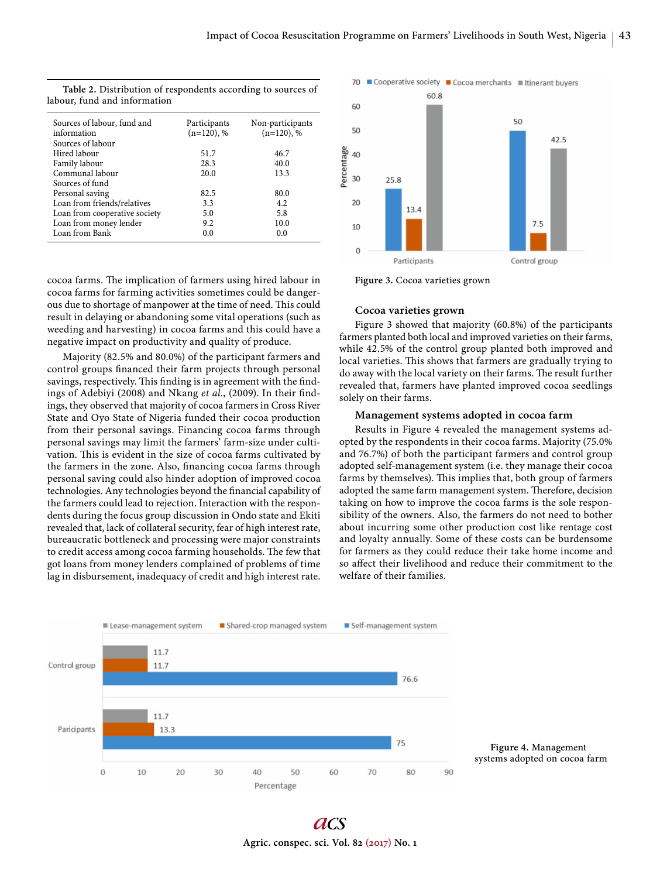**Table 2.** Distribution of respondents according to sources of labour, fund and information

| Sources of labour, fund and information | Participants (n=120), % | Non-participants (n=120), % |
|---|---|---|
| Sources of labour | | |
| Hired labour | 51.7 | 46.7 |
| Family labour | 28.3 | 40.0 |
| Communal labour | 20.0 | 13.3 |
| Sources of fund | | |
| Personal saving | 82.5 | 80.0 |
| Loan from friends/relatives | 3.3 | 4.2 |
| Loan from cooperative society | 5.0 | 5.8 |
| Loan from money lender | 9.2 | 10.0 |
| Loan from Bank | 0.0 | 0.0 |

cocoa farms. The implication of farmers using hired labour in cocoa farms for farming activities sometimes could be dangerous due to shortage of manpower at the time of need. This could result in delaying or abandoning some vital operations (such as weeding and harvesting) in cocoa farms and this could have a negative impact on productivity and quality of produce.

Majority (82.5% and 80.0%) of the participant farmers and control groups financed their farm projects through personal savings, respectively. This finding is in agreement with the findings of Adebiyi (2008) and Nkang *et al*., (2009). In their findings, they observed that majority of cocoa farmers in Cross River State and Oyo State of Nigeria funded their cocoa production from their personal savings. Financing cocoa farms through personal savings may limit the farmers' farm-size under cultivation. This is evident in the size of cocoa farms cultivated by the farmers in the zone. Also, financing cocoa farms through personal saving could also hinder adoption of improved cocoa technologies. Any technologies beyond the financial capability of the farmers could lead to rejection. Interaction with the respondents during the focus group discussion in Ondo state and Ekiti revealed that, lack of collateral security, fear of high interest rate, bureaucratic bottleneck and processing were major constraints to credit access among cocoa farming households. The few that got loans from money lenders complained of problems of time lag in disbursement, inadequacy of credit and high interest rate.

| | Cooperative society | Cocoa merchants | Itinerant buyers |
|---|---|---|---|
| Participants | 25.8 | 13.4 | 60.8 |
| Control group | 50 | 7.5 | 42.5 |

**Figure 3.** Cocoa varieties grown

### Cocoa varieties grown

Figure 3 showed that majority (60.8%) of the participants farmers planted both local and improved varieties on their farms, while 42.5% of the control group planted both improved and local varieties. This shows that farmers are gradually trying to do away with the local variety on their farms. The result further revealed that, farmers have planted improved cocoa seedlings solely on their farms.

### Management systems adopted in cocoa farm

Results in Figure 4 revealed the management systems adopted by the respondents in their cocoa farms. Majority (75.0% and 76.7%) of both the participant farmers and control group adopted self-management system (i.e. they manage their cocoa farms by themselves). This implies that, both group of farmers adopted the same farm management system. Therefore, decision taking on how to improve the cocoa farms is the sole responsibility of the owners. Also, the farmers do not need to bother about incurring some other production cost like rentage cost and loyalty annually. Some of these costs can be burdensome for farmers as they could reduce their take home income and so affect their livelihood and reduce their commitment to the welfare of their families.

| | Lease-management system | Shared-crop managed system | Self-management system |
|---|---|---|---|
| Control group | 11.7 | 11.7 | 76.6 |
| Paricipants | 11.7 | 13.3 | 75 |

**Figure 4.** Management systems adopted on cocoa farm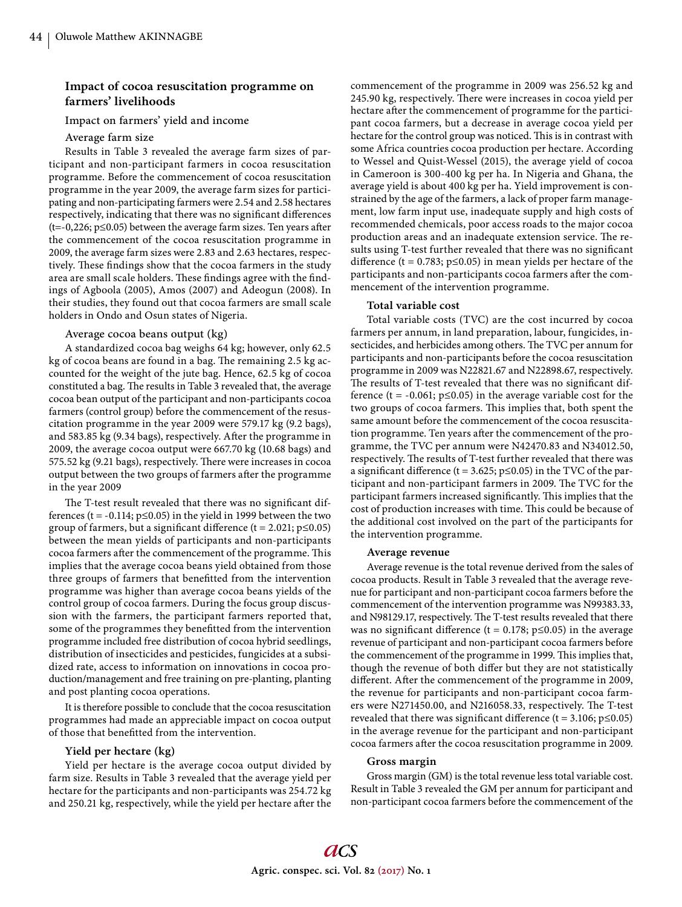### Impact of cocoa resuscitation programme on farmers' livelihoods

#### Impact on farmers' yield and income

#### Average farm size

Results in Table 3 revealed the average farm sizes of participant and non-participant farmers in cocoa resuscitation programme. Before the commencement of cocoa resuscitation programme in the year 2009, the average farm sizes for participating and non-participating farmers were 2.54 and 2.58 hectares respectively, indicating that there was no significant differences ($t=-0,226$; $p\leq0.05$) between the average farm sizes. Ten years after the commencement of the cocoa resuscitation programme in 2009, the average farm sizes were 2.83 and 2.63 hectares, respectively. These findings show that the cocoa farmers in the study area are small scale holders. These findings agree with the findings of Agboola (2005), Amos (2007) and Adeogun (2008). In their studies, they found out that cocoa farmers are small scale holders in Ondo and Osun states of Nigeria.

#### Average cocoa beans output (kg)

A standardized cocoa bag weighs 64 kg; however, only 62.5 kg of cocoa beans are found in a bag. The remaining 2.5 kg accounted for the weight of the jute bag. Hence, 62.5 kg of cocoa constituted a bag. The results in Table 3 revealed that, the average cocoa bean output of the participant and non-participants cocoa farmers (control group) before the commencement of the resuscitation programme in the year 2009 were 579.17 kg (9.2 bags), and 583.85 kg (9.34 bags), respectively. After the programme in 2009, the average cocoa output were 667.70 kg (10.68 bags) and 575.52 kg (9.21 bags), respectively. There were increases in cocoa output between the two groups of farmers after the programme in the year 2009

The T-test result revealed that there was no significant differences ($t = -0.114$; $p\leq0.05$) in the yield in 1999 between the two group of farmers, but a significant difference ($t = 2.021$; $p\leq0.05$) between the mean yields of participants and non-participants cocoa farmers after the commencement of the programme. This implies that the average cocoa beans yield obtained from those three groups of farmers that benefitted from the intervention programme was higher than average cocoa beans yields of the control group of cocoa farmers. During the focus group discussion with the farmers, the participant farmers reported that, some of the programmes they benefitted from the intervention programme included free distribution of cocoa hybrid seedlings, distribution of insecticides and pesticides, fungicides at a subsidized rate, access to information on innovations in cocoa production/management and free training on pre-planting, planting and post planting cocoa operations.

It is therefore possible to conclude that the cocoa resuscitation programmes had made an appreciable impact on cocoa output of those that benefitted from the intervention.

#### Yield per hectare (kg)

Yield per hectare is the average cocoa output divided by farm size. Results in Table 3 revealed that the average yield per hectare for the participants and non-participants was 254.72 kg and 250.21 kg, respectively, while the yield per hectare after the commencement of the programme in 2009 was 256.52 kg and 245.90 kg, respectively. There were increases in cocoa yield per hectare after the commencement of programme for the participant cocoa farmers, but a decrease in average cocoa yield per hectare for the control group was noticed. This is in contrast with some Africa countries cocoa production per hectare. According to Wessel and Quist-Wessel (2015), the average yield of cocoa in Cameroon is 300-400 kg per ha. In Nigeria and Ghana, the average yield is about 400 kg per ha. Yield improvement is constrained by the age of the farmers, a lack of proper farm management, low farm input use, inadequate supply and high costs of recommended chemicals, poor access roads to the major cocoa production areas and an inadequate extension service. The results using T-test further revealed that there was no significant difference ($t = 0.783$; $p\leq0.05$) in mean yields per hectare of the participants and non-participants cocoa farmers after the commencement of the intervention programme.

#### Total variable cost

Total variable costs (TVC) are the cost incurred by cocoa farmers per annum, in land preparation, labour, fungicides, insecticides, and herbicides among others. The TVC per annum for participants and non-participants before the cocoa resuscitation programme in 2009 was N22821.67 and N22898.67, respectively. The results of T-test revealed that there was no significant difference ($t = -0.061$; $p\leq0.05$) in the average variable cost for the two groups of cocoa farmers. This implies that, both spent the same amount before the commencement of the cocoa resuscitation programme. Ten years after the commencement of the programme, the TVC per annum were N42470.83 and N34012.50, respectively. The results of T-test further revealed that there was a significant difference ($t = 3.625$; $p\leq0.05$) in the TVC of the participant and non-participant farmers in 2009. The TVC for the participant farmers increased significantly. This implies that the cost of production increases with time. This could be because of the additional cost involved on the part of the participants for the intervention programme.

#### Average revenue

Average revenue is the total revenue derived from the sales of cocoa products. Result in Table 3 revealed that the average revenue for participant and non-participant cocoa farmers before the commencement of the intervention programme was N99383.33, and N98129.17, respectively. The T-test results revealed that there was no significant difference ($t = 0.178$; $p\leq0.05$) in the average revenue of participant and non-participant cocoa farmers before the commencement of the programme in 1999. This implies that, though the revenue of both differ but they are not statistically different. After the commencement of the programme in 2009, the revenue for participants and non-participant cocoa farmers were N271450.00, and N216058.33, respectively. The T-test revealed that there was significant difference ($t = 3.106$; $p\leq0.05$) in the average revenue for the participant and non-participant cocoa farmers after the cocoa resuscitation programme in 2009.

#### Gross margin

Gross margin (GM) is the total revenue less total variable cost. Result in Table 3 revealed the GM per annum for participant and non-participant cocoa farmers before the commencement of the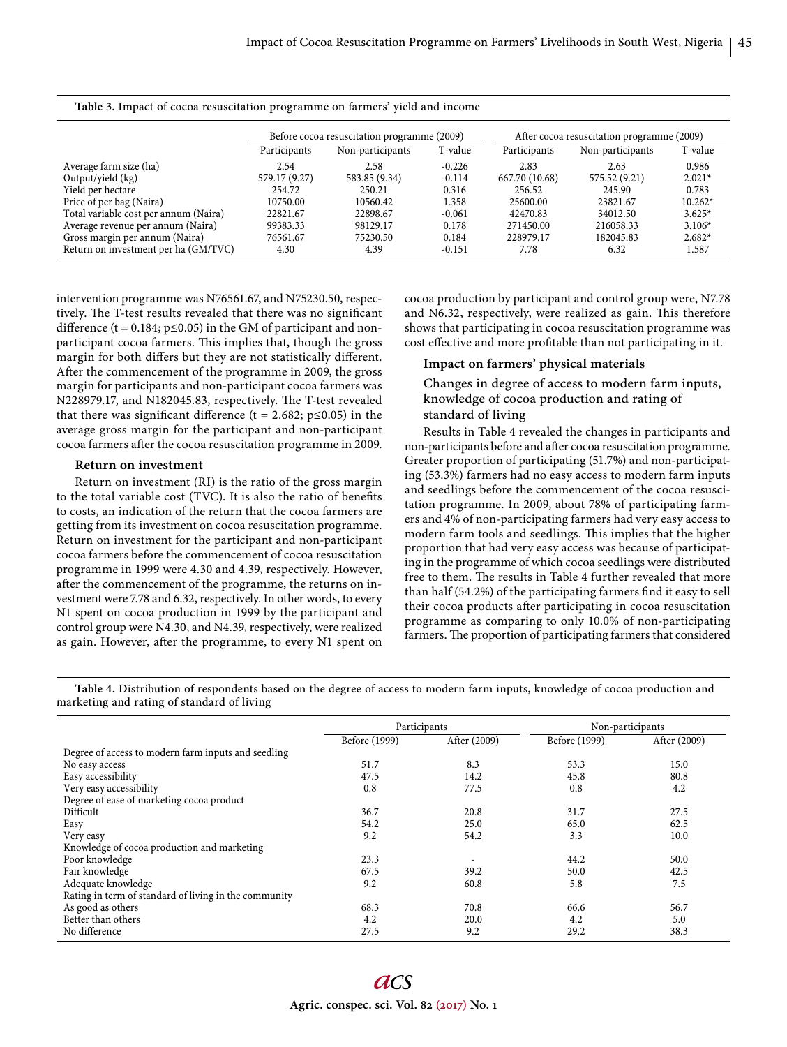**Table 3.** Impact of cocoa resuscitation programme on farmers' yield and income

| | Before cocoa resuscitation programme (2009) | | | After cocoa resuscitation programme (2009) | | |
|---|---|---|---|---|---|---|
| | Participants | Non-participants | T-value | Participants | Non-participants | T-value |
| Average farm size (ha) | 2.54 | 2.58 | -0.226 | 2.83 | 2.63 | 0.986 |
| Output/yield (kg) | 579.17 (9.27) | 583.85 (9.34) | -0.114 | 667.70 (10.68) | 575.52 (9.21) | 2.021* |
| Yield per hectare | 254.72 | 250.21 | 0.316 | 256.52 | 245.90 | 0.783 |
| Price of per bag (Naira) | 10750.00 | 10560.42 | 1.358 | 25600.00 | 23821.67 | 10.262* |
| Total variable cost per annum (Naira) | 22821.67 | 22898.67 | -0.061 | 42470.83 | 34012.50 | 3.625* |
| Average revenue per annum (Naira) | 99383.33 | 98129.17 | 0.178 | 271450.00 | 216058.33 | 3.106* |
| Gross margin per annum (Naira) | 76561.67 | 75230.50 | 0.184 | 228979.17 | 182045.83 | 2.682* |
| Return on investment per ha (GM/TVC) | 4.30 | 4.39 | -0.151 | 7.78 | 6.32 | 1.587 |

intervention programme was N76561.67, and N75230.50, respectively. The T-test results revealed that there was no significant difference (t = 0.184; p≤0.05) in the GM of participant and non-participant cocoa farmers. This implies that, though the gross margin for both differs but they are not statistically different. After the commencement of the programme in 2009, the gross margin for participants and non-participant cocoa farmers was N228979.17, and N182045.83, respectively. The T-test revealed that there was significant difference (t = 2.682; p≤0.05) in the average gross margin for the participant and non-participant cocoa farmers after the cocoa resuscitation programme in 2009.

### Return on investment

Return on investment (RI) is the ratio of the gross margin to the total variable cost (TVC). It is also the ratio of benefits to costs, an indication of the return that the cocoa farmers are getting from its investment on cocoa resuscitation programme. Return on investment for the participant and non-participant cocoa farmers before the commencement of cocoa resuscitation programme in 1999 were 4.30 and 4.39, respectively. However, after the commencement of the programme, the returns on investment were 7.78 and 6.32, respectively. In other words, to every N1 spent on cocoa production in 1999 by the participant and control group were N4.30, and N4.39, respectively, were realized as gain. However, after the programme, to every N1 spent on cocoa production by participant and control group were, N7.78 and N6.32, respectively, were realized as gain. This therefore shows that participating in cocoa resuscitation programme was cost effective and more profitable than not participating in it.

### Impact on farmers' physical materials

#### Changes in degree of access to modern farm inputs, knowledge of cocoa production and rating of standard of living

Results in Table 4 revealed the changes in participants and non-participants before and after cocoa resuscitation programme. Greater proportion of participating (51.7%) and non-participating (53.3%) farmers had no easy access to modern farm inputs and seedlings before the commencement of the cocoa resuscitation programme. In 2009, about 78% of participating farmers and 4% of non-participating farmers had very easy access to modern farm tools and seedlings. This implies that the higher proportion that had very easy access was because of participating in the programme of which cocoa seedlings were distributed free to them. The results in Table 4 further revealed that more than half (54.2%) of the participating farmers find it easy to sell their cocoa products after participating in cocoa resuscitation programme as comparing to only 10.0% of non-participating farmers. The proportion of participating farmers that considered

**Table 4.** Distribution of respondents based on the degree of access to modern farm inputs, knowledge of cocoa production and marketing and rating of standard of living

| | Participants | | Non-participants | |
|---|---|---|---|---|
| | Before (1999) | After (2009) | Before (1999) | After (2009) |
| Degree of access to modern farm inputs and seedling | | | | |
| No easy access | 51.7 | 8.3 | 53.3 | 15.0 |
| Easy accessibility | 47.5 | 14.2 | 45.8 | 80.8 |
| Very easy accessibility | 0.8 | 77.5 | 0.8 | 4.2 |
| Degree of ease of marketing cocoa product | | | | |
| Difficult | 36.7 | 20.8 | 31.7 | 27.5 |
| Easy | 54.2 | 25.0 | 65.0 | 62.5 |
| Very easy | 9.2 | 54.2 | 3.3 | 10.0 |
| Knowledge of cocoa production and marketing | | | | |
| Poor knowledge | 23.3 | - | 44.2 | 50.0 |
| Fair knowledge | 67.5 | 39.2 | 50.0 | 42.5 |
| Adequate knowledge | 9.2 | 60.8 | 5.8 | 7.5 |
| Rating in term of standard of living in the community | | | | |
| As good as others | 68.3 | 70.8 | 66.6 | 56.7 |
| Better than others | 4.2 | 20.0 | 4.2 | 5.0 |
| No difference | 27.5 | 9.2 | 29.2 | 38.3 |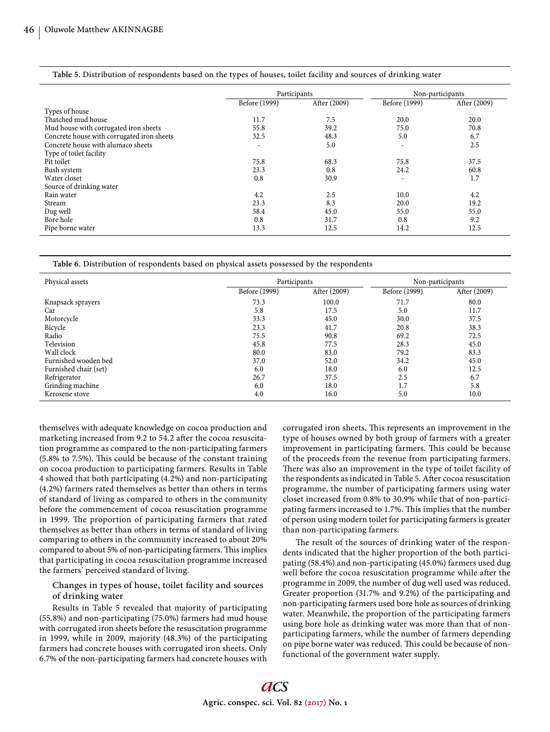**Table 5.** Distribution of respondents based on the types of houses, toilet facility and sources of drinking water

| | Participants | | Non-participants | |
|---|---|---|---|---|
| | Before (1999) | After (2009) | Before (1999) | After (2009) |
| Types of house | | | | |
| Thatched mud house | 11.7 | 7.5 | 20.0 | 20.0 |
| Mud house with corrugated iron sheets | 55.8 | 39.2 | 75.0 | 70.8 |
| Concrete house with corrugated iron sheets | 32.5 | 48.3 | 5.0 | 6.7 |
| Concrete house with alumaco sheets | - | 5.0 | - | 2.5 |
| Type of toilet facility | | | | |
| Pit toilet | 75.8 | 68.3 | 75.8 | 37.5 |
| Bush system | 23.3 | 0.8 | 24.2 | 60.8 |
| Water closet | 0.8 | 30.9 | - | 1.7 |
| Source of drinking water | | | | |
| Rain water | 4.2 | 2.5 | 10.0 | 4.2 |
| Stream | 23.3 | 8.3 | 20.0 | 19.2 |
| Dug well | 58.4 | 45.0 | 55.0 | 55.0 |
| Bore hole | 0.8 | 31.7 | 0.8 | 9.2 |
| Pipe borne water | 13.3 | 12.5 | 14.2 | 12.5 |

**Table 6.** Distribution of respondents based on physical assets possessed by the respondents

| Physical assets | Participants | | Non-participants | |
|---|---|---|---|---|
| | Before (1999) | After (2009) | Before (1999) | After (2009) |
| Knapsack sprayers | 73.3 | 100.0 | 71.7 | 80.0 |
| Car | 5.8 | 17.5 | 5.0 | 11.7 |
| Motorcycle | 33.3 | 45.0 | 30.0 | 37.5 |
| Bicycle | 23.3 | 41.7 | 20.8 | 38.3 |
| Radio | 75.5 | 90.8 | 69.2 | 72.5 |
| Television | 45.8 | 77.5 | 28.3 | 45.0 |
| Wall clock | 80.0 | 83.0 | 79.2 | 83.3 |
| Furnished wooden bed | 37.0 | 52.0 | 34.2 | 45.0 |
| Furnished chair (set) | 6.0 | 18.0 | 6.0 | 12.5 |
| Refrigerator | 26.7 | 37.5 | 2.5 | 6.7 |
| Grinding machine | 6.0 | 18.0 | 1.7 | 5.8 |
| Kerosene stove | 4.0 | 16.0 | 5.0 | 10.0 |

themselves with adequate knowledge on cocoa production and marketing increased from 9.2 to 54.2 after the cocoa resuscitation programme as compared to the non-participating farmers (5.8% to 7.5%). This could be because of the constant training on cocoa production to participating farmers. Results in Table 4 showed that both participating (4.2%) and non-participating (4.2%) farmers rated themselves as better than others in terms of standard of living as compared to others in the community before the commencement of cocoa resuscitation programme in 1999. The proportion of participating farmers that rated themselves as better than others in terms of standard of living comparing to others in the community increased to about 20% compared to about 5% of non-participating farmers. This implies that participating in cocoa resuscitation programme increased the farmers' perceived standard of living.

### Changes in types of house, toilet facility and sources of drinking water

Results in Table 5 revealed that majority of participating (55.8%) and non-participating (75.0%) farmers had mud house with corrugated iron sheets before the resuscitation programme in 1999, while in 2009, majority (48.3%) of the participating farmers had concrete houses with corrugated iron sheets. Only 6.7% of the non-participating farmers had concrete houses with corrugated iron sheets. This represents an improvement in the type of houses owned by both group of farmers with a greater improvement in participating farmers. This could be because of the proceeds from the revenue from participating farmers. There was also an improvement in the type of toilet facility of the respondents as indicated in Table 5. After cocoa resuscitation programme, the number of participating farmers using water closet increased from 0.8% to 30.9% while that of non-participating farmers increased to 1.7%. This implies that the number of person using modern toilet for participating farmers is greater than non-participating farmers.

The result of the sources of drinking water of the respondents indicated that the higher proportion of the both participating (58.4%) and non-participating (45.0%) farmers used dug well before the cocoa resuscitation programme while after the programme in 2009, the number of dug well used was reduced. Greater proportion (31.7% and 9.2%) of the participating and non-participating farmers used bore hole as sources of drinking water. Meanwhile, the proportion of the participating farmers using bore hole as drinking water was more than that of non-participating farmers, while the number of farmers depending on pipe borne water was reduced. This could be because of non-functional of the government water supply.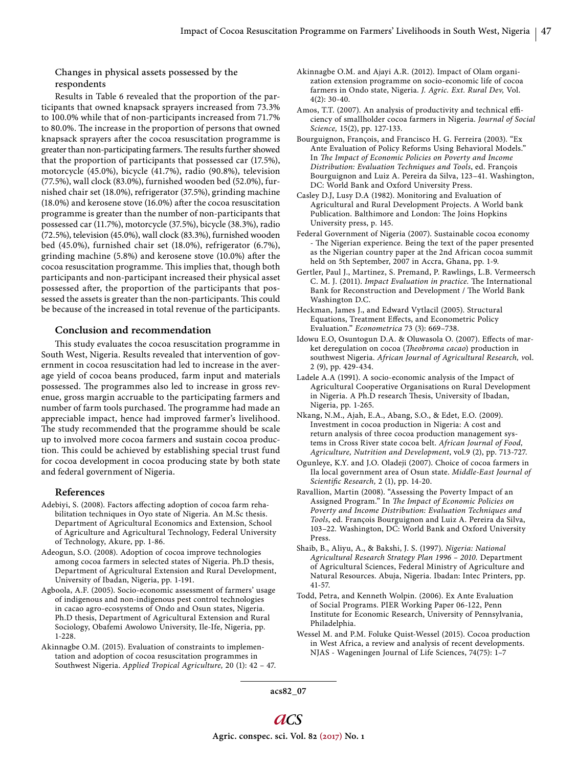### Changes in physical assets possessed by the respondents

Results in Table 6 revealed that the proportion of the participants that owned knapsack sprayers increased from 73.3% to 100.0% while that of non-participants increased from 71.7% to 80.0%. The increase in the proportion of persons that owned knapsack sprayers after the cocoa resuscitation programme is greater than non-participating farmers. The results further showed that the proportion of participants that possessed car (17.5%), motorcycle (45.0%), bicycle (41.7%), radio (90.8%), television (77.5%), wall clock (83.0%), furnished wooden bed (52.0%), furnished chair set (18.0%), refrigerator (37.5%), grinding machine (18.0%) and kerosene stove (16.0%) after the cocoa resuscitation programme is greater than the number of non-participants that possessed car (11.7%), motorcycle (37.5%), bicycle (38.3%), radio (72.5%), television (45.0%), wall clock (83.3%), furnished wooden bed (45.0%), furnished chair set (18.0%), refrigerator (6.7%), grinding machine (5.8%) and kerosene stove (10.0%) after the cocoa resuscitation programme. This implies that, though both participants and non-participant increased their physical asset possessed after, the proportion of the participants that possessed the assets is greater than the non-participants. This could be because of the increased in total revenue of the participants.

## Conclusion and recommendation

This study evaluates the cocoa resuscitation programme in South West, Nigeria. Results revealed that intervention of government in cocoa resuscitation had led to increase in the average yield of cocoa beans produced, farm input and materials possessed. The programmes also led to increase in gross revenue, gross margin accruable to the participating farmers and number of farm tools purchased. The programme had made an appreciable impact, hence had improved farmer's livelihood. The study recommended that the programme should be scale up to involved more cocoa farmers and sustain cocoa production. This could be achieved by establishing special trust fund for cocoa development in cocoa producing state by both state and federal government of Nigeria.

## References

Adebiyi, S. (2008). Factors affecting adoption of cocoa farm rehabilitation techniques in Oyo state of Nigeria. An M.Sc thesis. Department of Agricultural Economics and Extension, School of Agriculture and Agricultural Technology, Federal University of Technology, Akure, pp. 1-86.

Adeogun, S.O. (2008). Adoption of cocoa improve technologies among cocoa farmers in selected states of Nigeria. Ph.D thesis, Department of Agricultural Extension and Rural Development, University of Ibadan, Nigeria, pp. 1-191.

Agboola, A.F. (2005). Socio-economic assessment of farmers' usage of indigenous and non-indigenous pest control technologies in cacao agro-ecosystems of Ondo and Osun states, Nigeria. Ph.D thesis, Department of Agricultural Extension and Rural Sociology, Obafemi Awolowo University, Ile-Ife, Nigeria, pp. 1-228.

Akinnagbe O.M. (2015). Evaluation of constraints to implementation and adoption of cocoa resuscitation programmes in Southwest Nigeria. *Applied Tropical Agriculture,* 20 (1): 42 – 47.

Akinnagbe O.M. and Ajayi A.R. (2012). Impact of Olam organization extension programme on socio-economic life of cocoa farmers in Ondo state, Nigeria. *J. Agric. Ext. Rural Dev,* Vol. 4(2): 30-40.

Amos, T.T. (2007). An analysis of productivity and technical efficiency of smallholder cocoa farmers in Nigeria. *Journal of Social Science,* 15(2), pp. 127-133.

Bourguignon, François, and Francisco H. G. Ferreira (2003). "Ex Ante Evaluation of Policy Reforms Using Behavioral Models." In *The Impact of Economic Policies on Poverty and Income Distribution: Evaluation Techniques and Tools*, ed. François Bourguignon and Luiz A. Pereira da Silva, 123–41. Washington, DC: World Bank and Oxford University Press.

Casley D.J, Lusy D.A (1982). Monitoring and Evaluation of Agricultural and Rural Development Projects. A World bank Publication. Balthimore and London: The Joins Hopkins University press, p. 145.

Federal Government of Nigeria (2007). Sustainable cocoa economy - The Nigerian experience. Being the text of the paper presented as the Nigerian country paper at the 2nd African cocoa summit held on 5th September, 2007 in Accra, Ghana, pp. 1-9.

Gertler, Paul J., Martinez, S. Premand, P. Rawlings, L.B. Vermeersch C. M. J. (2011). *Impact Evaluation in practice.* The International Bank for Reconstruction and Development / The World Bank Washington D.C.

Heckman, James J., and Edward Vytlacil (2005). Structural Equations, Treatment Effects, and Econometric Policy Evaluation." *Econometrica* 73 (3): 669–738.

Idowu E.O, Osuntogun D.A. & Oluwasola O. (2007). Effects of market deregulation on cocoa (*Theobroma cacao*) production in southwest Nigeria. *African Journal of Agricultural Research, v*ol. 2 (9), pp. 429-434.

Ladele A.A (1991). A socio-economic analysis of the Impact of Agricultural Cooperative Organisations on Rural Development in Nigeria. A Ph.D research Thesis, University of Ibadan, Nigeria, pp. 1-265.

Nkang, N.M., Ajah, E.A., Abang, S.O., & Edet, E.O. (2009). Investment in cocoa production in Nigeria: A cost and return analysis of three cocoa production management systems in Cross River state cocoa belt. *African Journal of Food, Agriculture, Nutrition and Development*, vol.9 (2), pp. 713-727.

Ogunleye, K.Y. and J.O. Oladeji (2007). Choice of cocoa farmers in Ila local government area of Osun state. *Middle-East Journal of Scientific Research,* 2 (1), pp. 14-20.

Ravallion, Martin (2008). "Assessing the Poverty Impact of an Assigned Program." In *The Impact of Economic Policies on Poverty and Income Distribution: Evaluation Techniques and Tools*, ed. François Bourguignon and Luiz A. Pereira da Silva, 103–22. Washington, DC: World Bank and Oxford University Press.

Shaib, B., Aliyu, A., & Bakshi, J. S. (1997). *Nigeria: National Agricultural Research Strategy Plan 1996 – 2010.* Department of Agricultural Sciences, Federal Ministry of Agriculture and Natural Resources. Abuja, Nigeria. Ibadan: Intec Printers, pp. 41-57.

Todd, Petra, and Kenneth Wolpin. (2006). Ex Ante Evaluation of Social Programs. PIER Working Paper 06-122, Penn Institute for Economic Research, University of Pennsylvania, Philadelphia.

Wessel M. and P.M. Foluke Quist-Wessel (2015). Cocoa production in West Africa, a review and analysis of recent developments. NJAS - Wageningen Journal of Life Sciences, 74(75): 1–7

acs82_07